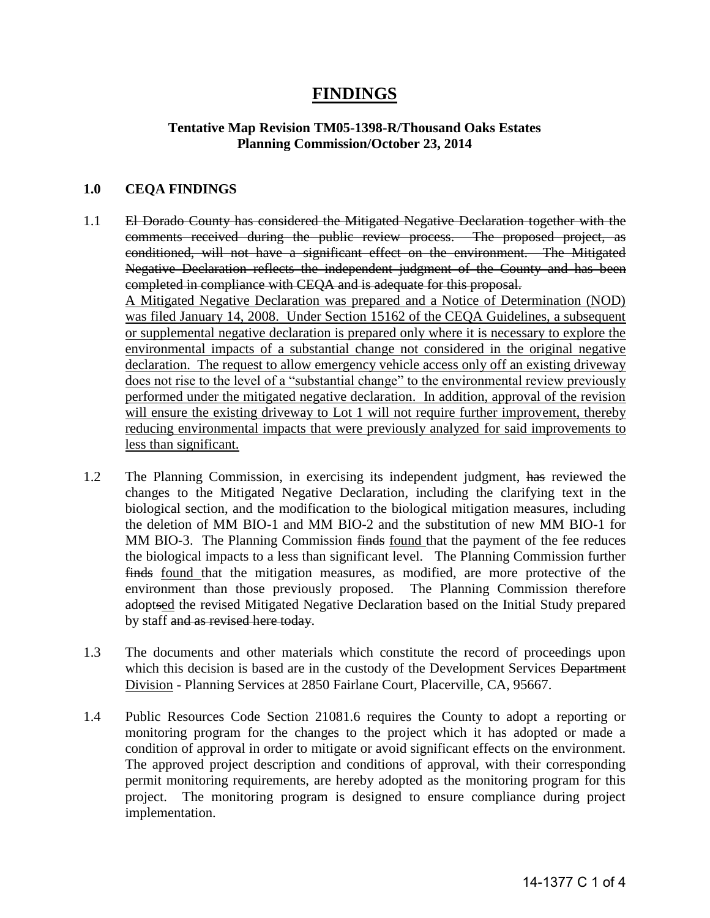# FINDINGS

**Tentative Map Revision TM05-1398-R/Thousand Oaks Estates**
**Planning Commission/October 23, 2014**

## 1.0 CEQA FINDINGS

1.1 ~~El Dorado County has considered the Mitigated Negative Declaration together with the comments received during the public review process. The proposed project, as conditioned, will not have a significant effect on the environment. The Mitigated Negative Declaration reflects the independent judgment of the County and has been completed in compliance with CEQA and is adequate for this proposal.~~
<u>A Mitigated Negative Declaration was prepared and a Notice of Determination (NOD) was filed January 14, 2008. Under Section 15162 of the CEQA Guidelines, a subsequent or supplemental negative declaration is prepared only where it is necessary to explore the environmental impacts of a substantial change not considered in the original negative declaration. The request to allow emergency vehicle access only off an existing driveway does not rise to the level of a "substantial change" to the environmental review previously performed under the mitigated negative declaration. In addition, approval of the revision will ensure the existing driveway to Lot 1 will not require further improvement, thereby reducing environmental impacts that were previously analyzed for said improvements to less than significant.</u>

1.2 The Planning Commission, in exercising its independent judgment, ~~has~~ reviewed the changes to the Mitigated Negative Declaration, including the clarifying text in the biological section, and the modification to the biological mitigation measures, including the deletion of MM BIO-1 and MM BIO-2 and the substitution of new MM BIO-1 for MM BIO-3. The Planning Commission ~~finds~~ <u>found</u> that the payment of the fee reduces the biological impacts to a less than significant level. The Planning Commission further ~~finds~~ <u>found</u> that the mitigation measures, as modified, are more protective of the environment than those previously proposed. The Planning Commission therefore adopt~~s~~<u>ed</u> the revised Mitigated Negative Declaration based on the Initial Study prepared by staff ~~and as revised here today~~.

1.3 The documents and other materials which constitute the record of proceedings upon which this decision is based are in the custody of the Development Services ~~Department~~ <u>Division</u> - Planning Services at 2850 Fairlane Court, Placerville, CA, 95667.

1.4 Public Resources Code Section 21081.6 requires the County to adopt a reporting or monitoring program for the changes to the project which it has adopted or made a condition of approval in order to mitigate or avoid significant effects on the environment. The approved project description and conditions of approval, with their corresponding permit monitoring requirements, are hereby adopted as the monitoring program for this project. The monitoring program is designed to ensure compliance during project implementation.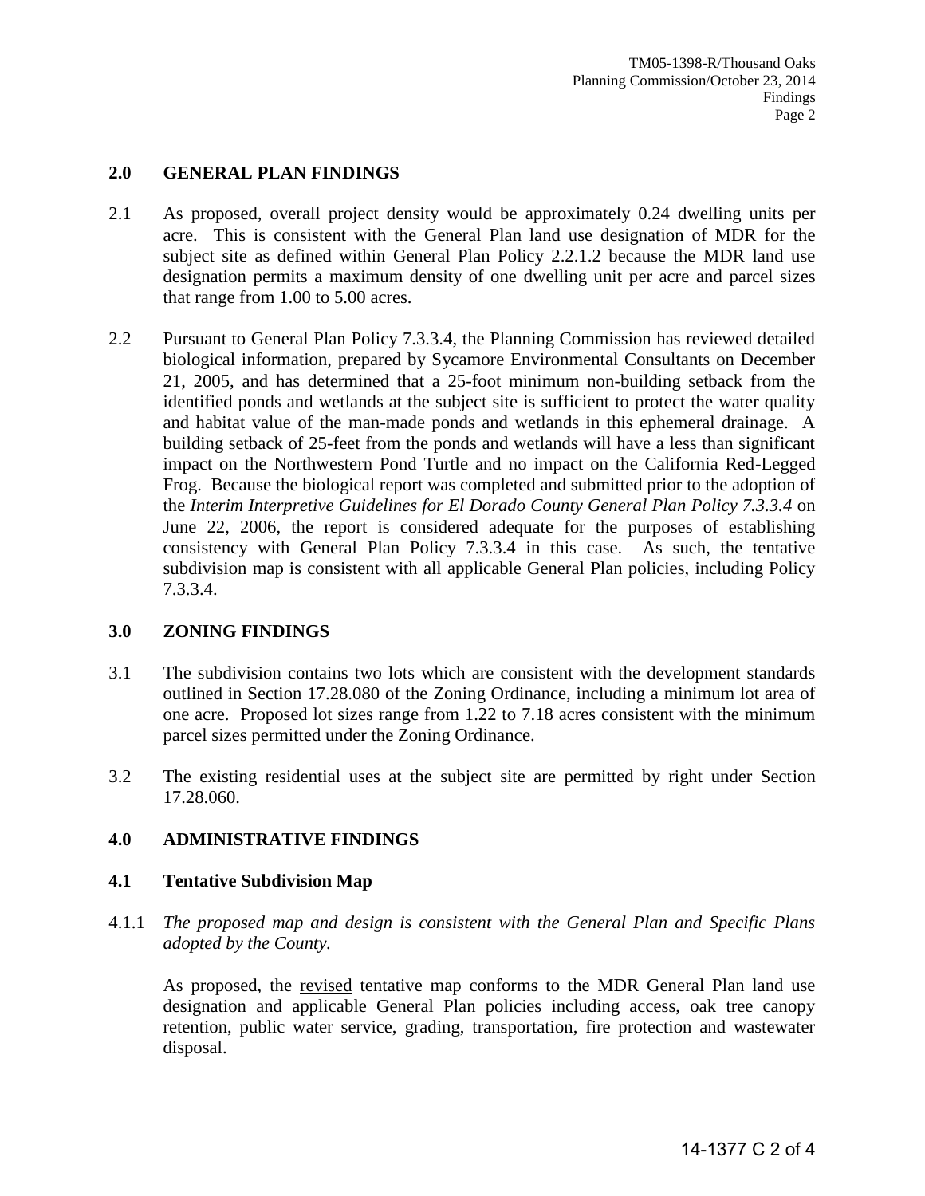## 2.0 GENERAL PLAN FINDINGS

2.1 As proposed, overall project density would be approximately 0.24 dwelling units per acre. This is consistent with the General Plan land use designation of MDR for the subject site as defined within General Plan Policy 2.2.1.2 because the MDR land use designation permits a maximum density of one dwelling unit per acre and parcel sizes that range from 1.00 to 5.00 acres.

2.2 Pursuant to General Plan Policy 7.3.3.4, the Planning Commission has reviewed detailed biological information, prepared by Sycamore Environmental Consultants on December 21, 2005, and has determined that a 25-foot minimum non-building setback from the identified ponds and wetlands at the subject site is sufficient to protect the water quality and habitat value of the man-made ponds and wetlands in this ephemeral drainage. A building setback of 25-feet from the ponds and wetlands will have a less than significant impact on the Northwestern Pond Turtle and no impact on the California Red-Legged Frog. Because the biological report was completed and submitted prior to the adoption of the *Interim Interpretive Guidelines for El Dorado County General Plan Policy 7.3.3.4* on June 22, 2006, the report is considered adequate for the purposes of establishing consistency with General Plan Policy 7.3.3.4 in this case. As such, the tentative subdivision map is consistent with all applicable General Plan policies, including Policy 7.3.3.4.

## 3.0 ZONING FINDINGS

3.1 The subdivision contains two lots which are consistent with the development standards outlined in Section 17.28.080 of the Zoning Ordinance, including a minimum lot area of one acre. Proposed lot sizes range from 1.22 to 7.18 acres consistent with the minimum parcel sizes permitted under the Zoning Ordinance.

3.2 The existing residential uses at the subject site are permitted by right under Section 17.28.060.

## 4.0 ADMINISTRATIVE FINDINGS

### 4.1 Tentative Subdivision Map

4.1.1 *The proposed map and design is consistent with the General Plan and Specific Plans adopted by the County.*

As proposed, the revised tentative map conforms to the MDR General Plan land use designation and applicable General Plan policies including access, oak tree canopy retention, public water service, grading, transportation, fire protection and wastewater disposal.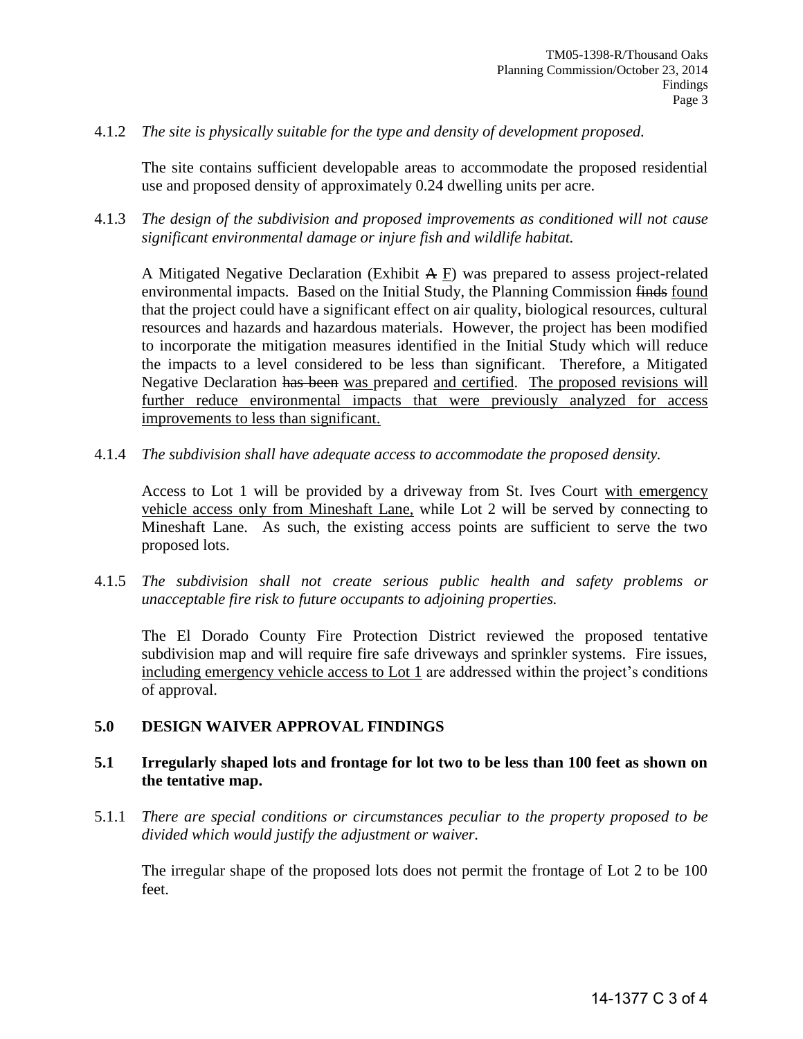4.1.2 *The site is physically suitable for the type and density of development proposed.*

The site contains sufficient developable areas to accommodate the proposed residential use and proposed density of approximately 0.24 dwelling units per acre.

4.1.3 *The design of the subdivision and proposed improvements as conditioned will not cause significant environmental damage or injure fish and wildlife habitat.*

A Mitigated Negative Declaration (Exhibit ~~A~~ <u>F</u>) was prepared to assess project-related environmental impacts. Based on the Initial Study, the Planning Commission ~~finds~~ <u>found</u> that the project could have a significant effect on air quality, biological resources, cultural resources and hazards and hazardous materials. However, the project has been modified to incorporate the mitigation measures identified in the Initial Study which will reduce the impacts to a level considered to be less than significant. Therefore, a Mitigated Negative Declaration ~~has been~~ <u>was</u> prepared <u>and certified</u>. <u>The proposed revisions will further reduce environmental impacts that were previously analyzed for access improvements to less than significant.</u>

4.1.4 *The subdivision shall have adequate access to accommodate the proposed density.*

Access to Lot 1 will be provided by a driveway from St. Ives Court <u>with emergency vehicle access only from Mineshaft Lane,</u> while Lot 2 will be served by connecting to Mineshaft Lane. As such, the existing access points are sufficient to serve the two proposed lots.

4.1.5 *The subdivision shall not create serious public health and safety problems or unacceptable fire risk to future occupants to adjoining properties.*

The El Dorado County Fire Protection District reviewed the proposed tentative subdivision map and will require fire safe driveways and sprinkler systems. Fire issues, <u>including emergency vehicle access to Lot 1</u> are addressed within the project's conditions of approval.

## 5.0 DESIGN WAIVER APPROVAL FINDINGS

### 5.1 Irregularly shaped lots and frontage for lot two to be less than 100 feet as shown on the tentative map.

5.1.1 *There are special conditions or circumstances peculiar to the property proposed to be divided which would justify the adjustment or waiver.*

The irregular shape of the proposed lots does not permit the frontage of Lot 2 to be 100 feet.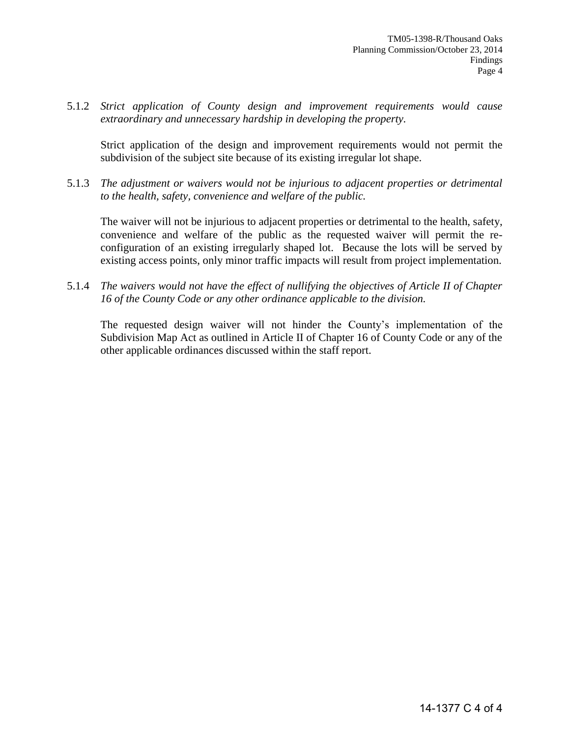5.1.2 *Strict application of County design and improvement requirements would cause extraordinary and unnecessary hardship in developing the property.*

Strict application of the design and improvement requirements would not permit the subdivision of the subject site because of its existing irregular lot shape.

5.1.3 *The adjustment or waivers would not be injurious to adjacent properties or detrimental to the health, safety, convenience and welfare of the public.*

The waiver will not be injurious to adjacent properties or detrimental to the health, safety, convenience and welfare of the public as the requested waiver will permit the re-configuration of an existing irregularly shaped lot. Because the lots will be served by existing access points, only minor traffic impacts will result from project implementation.

5.1.4 *The waivers would not have the effect of nullifying the objectives of Article II of Chapter 16 of the County Code or any other ordinance applicable to the division.*

The requested design waiver will not hinder the County's implementation of the Subdivision Map Act as outlined in Article II of Chapter 16 of County Code or any of the other applicable ordinances discussed within the staff report.